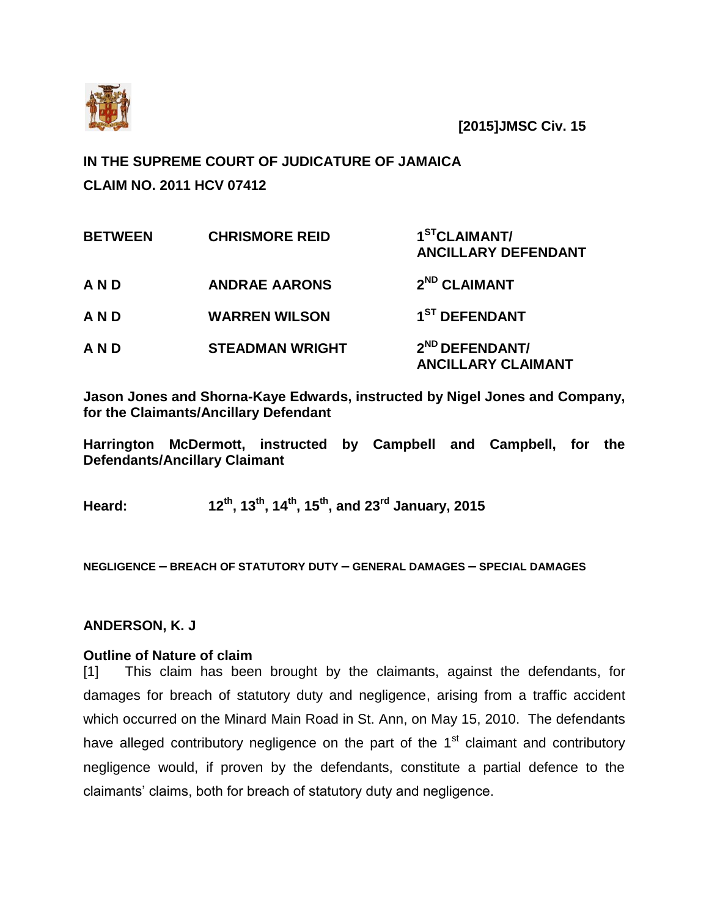**[2015]JMSC Civ. 15**

**IN THE SUPREME COURT OF JUDICATURE OF JAMAICA**

**CLAIM NO. 2011 HCV 07412**

| | | |
|---|---|---|
| **BETWEEN** | **CHRISMORE REID** | **1ST CLAIMANT/ ANCILLARY DEFENDANT** |
| **A N D** | **ANDRAE AARONS** | **2ND CLAIMANT** |
| **A N D** | **WARREN WILSON** | **1ST DEFENDANT** |
| **A N D** | **STEADMAN WRIGHT** | **2ND DEFENDANT/ ANCILLARY CLAIMANT** |

**Jason Jones and Shorna-Kaye Edwards, instructed by Nigel Jones and Company, for the Claimants/Ancillary Defendant**

**Harrington McDermott, instructed by Campbell and Campbell, for the Defendants/Ancillary Claimant**

**Heard: 12th, 13th, 14th, 15th, and 23rd January, 2015**

**NEGLIGENCE – BREACH OF STATUTORY DUTY – GENERAL DAMAGES – SPECIAL DAMAGES**

**ANDERSON, K. J**

**Outline of Nature of claim**

[1] This claim has been brought by the claimants, against the defendants, for damages for breach of statutory duty and negligence, arising from a traffic accident which occurred on the Minard Main Road in St. Ann, on May 15, 2010. The defendants have alleged contributory negligence on the part of the 1st claimant and contributory negligence would, if proven by the defendants, constitute a partial defence to the claimants' claims, both for breach of statutory duty and negligence.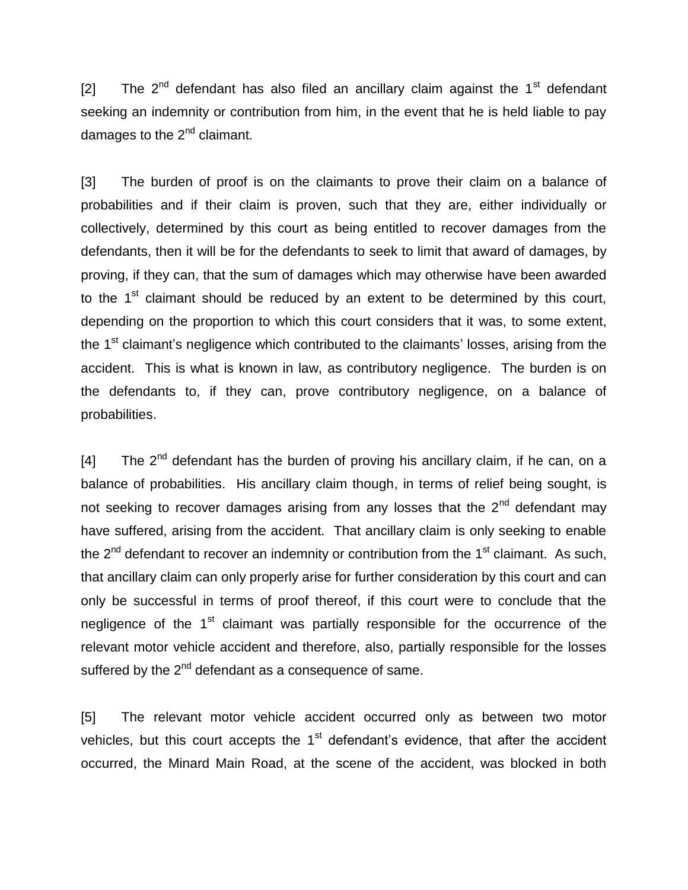[2] The 2nd defendant has also filed an ancillary claim against the 1st defendant seeking an indemnity or contribution from him, in the event that he is held liable to pay damages to the 2nd claimant.

[3] The burden of proof is on the claimants to prove their claim on a balance of probabilities and if their claim is proven, such that they are, either individually or collectively, determined by this court as being entitled to recover damages from the defendants, then it will be for the defendants to seek to limit that award of damages, by proving, if they can, that the sum of damages which may otherwise have been awarded to the 1st claimant should be reduced by an extent to be determined by this court, depending on the proportion to which this court considers that it was, to some extent, the 1st claimant's negligence which contributed to the claimants' losses, arising from the accident. This is what is known in law, as contributory negligence. The burden is on the defendants to, if they can, prove contributory negligence, on a balance of probabilities.

[4] The 2nd defendant has the burden of proving his ancillary claim, if he can, on a balance of probabilities. His ancillary claim though, in terms of relief being sought, is not seeking to recover damages arising from any losses that the 2nd defendant may have suffered, arising from the accident. That ancillary claim is only seeking to enable the 2nd defendant to recover an indemnity or contribution from the 1st claimant. As such, that ancillary claim can only properly arise for further consideration by this court and can only be successful in terms of proof thereof, if this court were to conclude that the negligence of the 1st claimant was partially responsible for the occurrence of the relevant motor vehicle accident and therefore, also, partially responsible for the losses suffered by the 2nd defendant as a consequence of same.

[5] The relevant motor vehicle accident occurred only as between two motor vehicles, but this court accepts the 1st defendant's evidence, that after the accident occurred, the Minard Main Road, at the scene of the accident, was blocked in both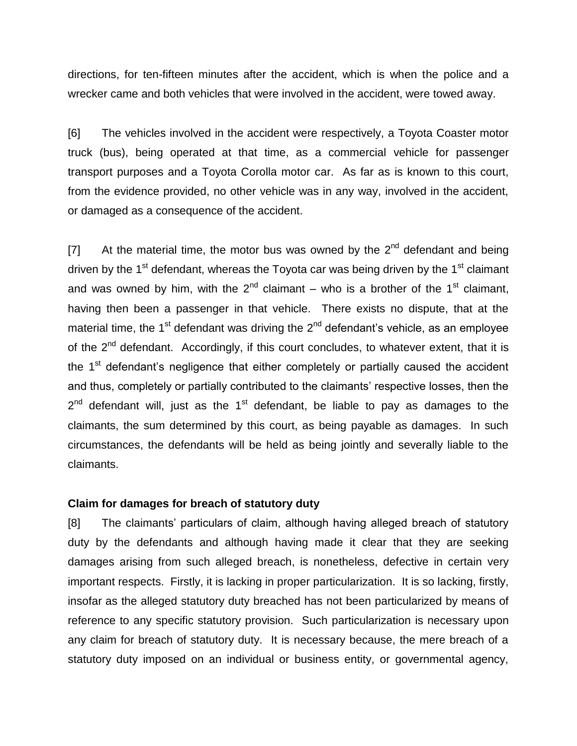directions, for ten-fifteen minutes after the accident, which is when the police and a wrecker came and both vehicles that were involved in the accident, were towed away.

[6] The vehicles involved in the accident were respectively, a Toyota Coaster motor truck (bus), being operated at that time, as a commercial vehicle for passenger transport purposes and a Toyota Corolla motor car. As far as is known to this court, from the evidence provided, no other vehicle was in any way, involved in the accident, or damaged as a consequence of the accident.

[7] At the material time, the motor bus was owned by the 2nd defendant and being driven by the 1st defendant, whereas the Toyota car was being driven by the 1st claimant and was owned by him, with the 2nd claimant – who is a brother of the 1st claimant, having then been a passenger in that vehicle. There exists no dispute, that at the material time, the 1st defendant was driving the 2nd defendant's vehicle, as an employee of the 2nd defendant. Accordingly, if this court concludes, to whatever extent, that it is the 1st defendant's negligence that either completely or partially caused the accident and thus, completely or partially contributed to the claimants' respective losses, then the 2nd defendant will, just as the 1st defendant, be liable to pay as damages to the claimants, the sum determined by this court, as being payable as damages. In such circumstances, the defendants will be held as being jointly and severally liable to the claimants.

**Claim for damages for breach of statutory duty**

[8] The claimants' particulars of claim, although having alleged breach of statutory duty by the defendants and although having made it clear that they are seeking damages arising from such alleged breach, is nonetheless, defective in certain very important respects. Firstly, it is lacking in proper particularization. It is so lacking, firstly, insofar as the alleged statutory duty breached has not been particularized by means of reference to any specific statutory provision. Such particularization is necessary upon any claim for breach of statutory duty. It is necessary because, the mere breach of a statutory duty imposed on an individual or business entity, or governmental agency,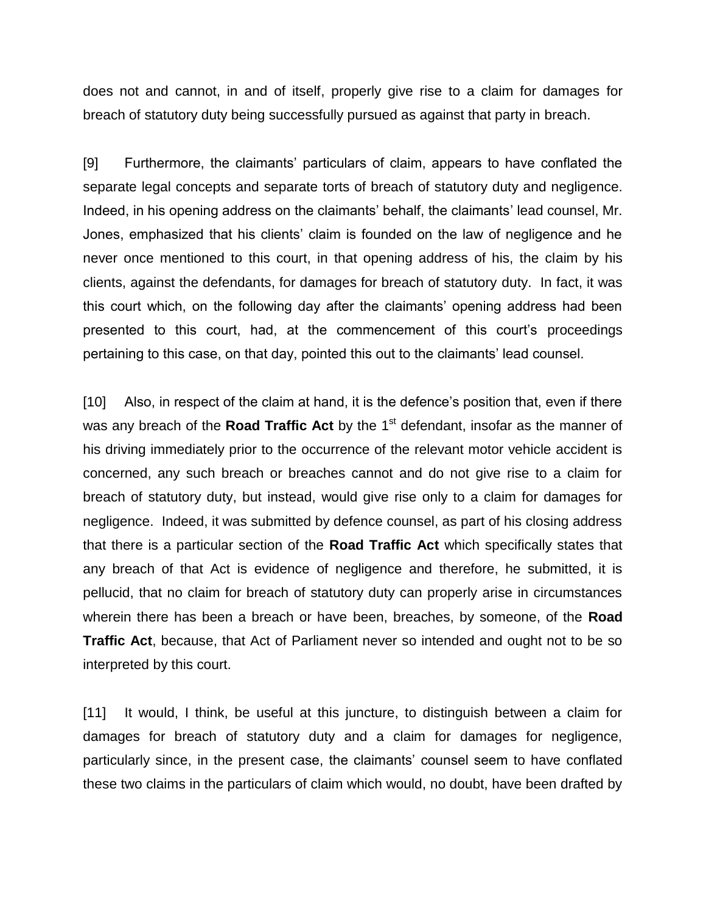does not and cannot, in and of itself, properly give rise to a claim for damages for breach of statutory duty being successfully pursued as against that party in breach.

[9] Furthermore, the claimants' particulars of claim, appears to have conflated the separate legal concepts and separate torts of breach of statutory duty and negligence. Indeed, in his opening address on the claimants' behalf, the claimants' lead counsel, Mr. Jones, emphasized that his clients' claim is founded on the law of negligence and he never once mentioned to this court, in that opening address of his, the claim by his clients, against the defendants, for damages for breach of statutory duty. In fact, it was this court which, on the following day after the claimants' opening address had been presented to this court, had, at the commencement of this court's proceedings pertaining to this case, on that day, pointed this out to the claimants' lead counsel.

[10] Also, in respect of the claim at hand, it is the defence's position that, even if there was any breach of the **Road Traffic Act** by the 1st defendant, insofar as the manner of his driving immediately prior to the occurrence of the relevant motor vehicle accident is concerned, any such breach or breaches cannot and do not give rise to a claim for breach of statutory duty, but instead, would give rise only to a claim for damages for negligence. Indeed, it was submitted by defence counsel, as part of his closing address that there is a particular section of the **Road Traffic Act** which specifically states that any breach of that Act is evidence of negligence and therefore, he submitted, it is pellucid, that no claim for breach of statutory duty can properly arise in circumstances wherein there has been a breach or have been, breaches, by someone, of the **Road Traffic Act**, because, that Act of Parliament never so intended and ought not to be so interpreted by this court.

[11] It would, I think, be useful at this juncture, to distinguish between a claim for damages for breach of statutory duty and a claim for damages for negligence, particularly since, in the present case, the claimants' counsel seem to have conflated these two claims in the particulars of claim which would, no doubt, have been drafted by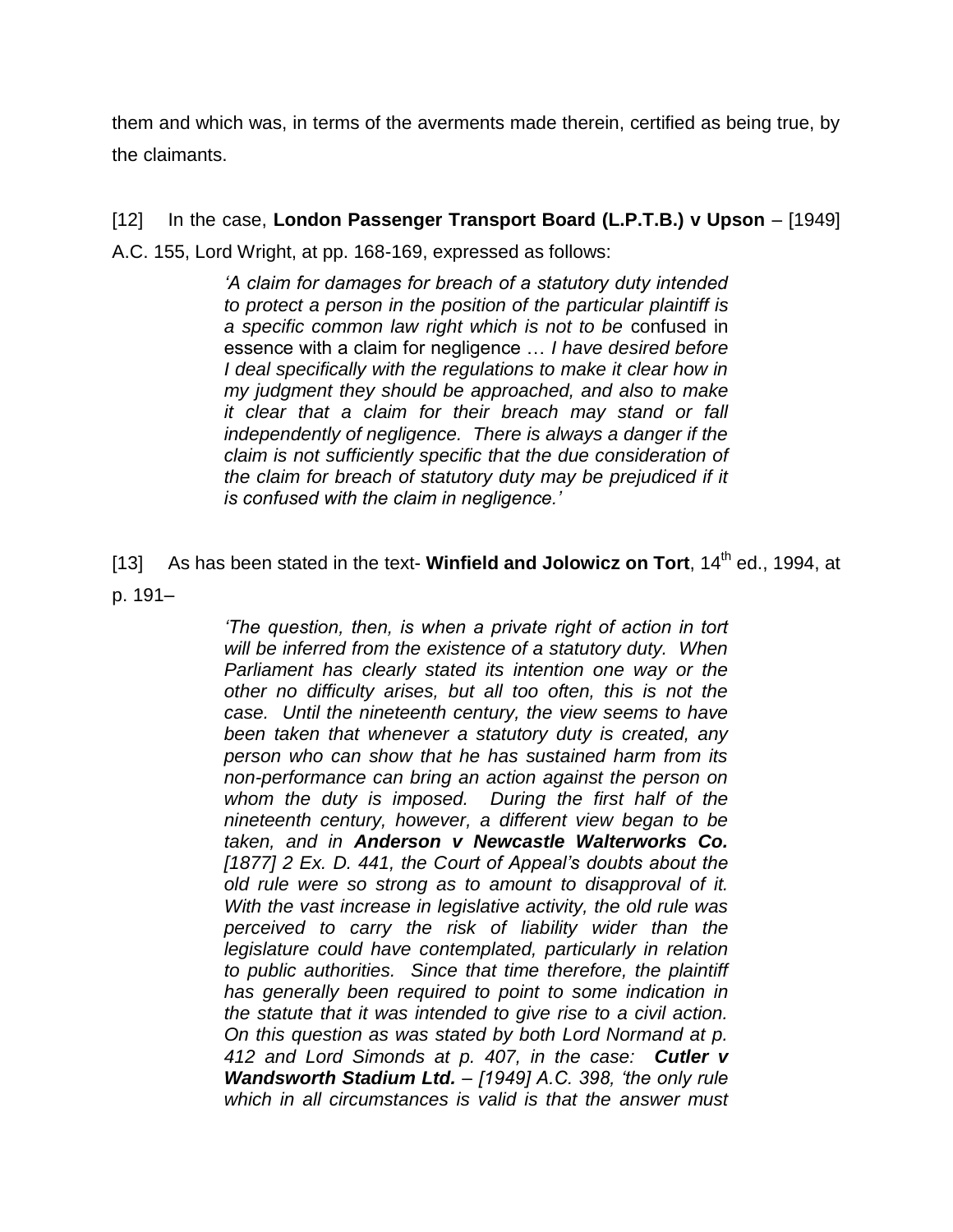them and which was, in terms of the averments made therein, certified as being true, by the claimants.

[12] In the case, **London Passenger Transport Board (L.P.T.B.) v Upson** – [1949] A.C. 155, Lord Wright, at pp. 168-169, expressed as follows:

> *'A claim for damages for breach of a statutory duty intended to protect a person in the position of the particular plaintiff is a specific common law right which is not to be* confused in essence with a claim for negligence … *I have desired before I deal specifically with the regulations to make it clear how in my judgment they should be approached, and also to make it clear that a claim for their breach may stand or fall independently of negligence. There is always a danger if the claim is not sufficiently specific that the due consideration of the claim for breach of statutory duty may be prejudiced if it is confused with the claim in negligence.'*

[13] As has been stated in the text- **Winfield and Jolowicz on Tort**, 14th ed., 1994, at p. 191–

> *'The question, then, is when a private right of action in tort will be inferred from the existence of a statutory duty. When Parliament has clearly stated its intention one way or the other no difficulty arises, but all too often, this is not the case. Until the nineteenth century, the view seems to have been taken that whenever a statutory duty is created, any person who can show that he has sustained harm from its non-performance can bring an action against the person on whom the duty is imposed. During the first half of the nineteenth century, however, a different view began to be taken, and in **Anderson v Newcastle Walterworks Co.** [1877] 2 Ex. D. 441, the Court of Appeal's doubts about the old rule were so strong as to amount to disapproval of it. With the vast increase in legislative activity, the old rule was perceived to carry the risk of liability wider than the legislature could have contemplated, particularly in relation to public authorities. Since that time therefore, the plaintiff has generally been required to point to some indication in the statute that it was intended to give rise to a civil action. On this question as was stated by both Lord Normand at p. 412 and Lord Simonds at p. 407, in the case: **Cutler v Wandsworth Stadium Ltd.** – [1949] A.C. 398, 'the only rule which in all circumstances is valid is that the answer must*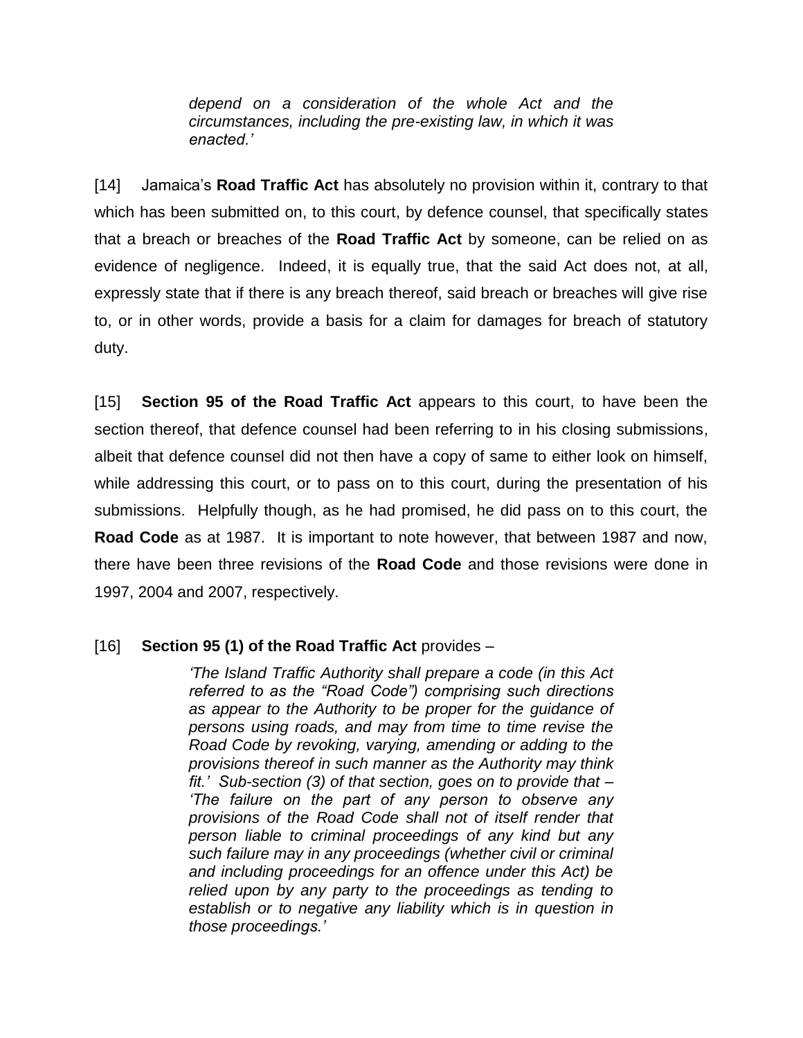> *depend on a consideration of the whole Act and the circumstances, including the pre-existing law, in which it was enacted.'*

[14] Jamaica's **Road Traffic Act** has absolutely no provision within it, contrary to that which has been submitted on, to this court, by defence counsel, that specifically states that a breach or breaches of the **Road Traffic Act** by someone, can be relied on as evidence of negligence. Indeed, it is equally true, that the said Act does not, at all, expressly state that if there is any breach thereof, said breach or breaches will give rise to, or in other words, provide a basis for a claim for damages for breach of statutory duty.

[15] **Section 95 of the Road Traffic Act** appears to this court, to have been the section thereof, that defence counsel had been referring to in his closing submissions, albeit that defence counsel did not then have a copy of same to either look on himself, while addressing this court, or to pass on to this court, during the presentation of his submissions. Helpfully though, as he had promised, he did pass on to this court, the **Road Code** as at 1987. It is important to note however, that between 1987 and now, there have been three revisions of the **Road Code** and those revisions were done in 1997, 2004 and 2007, respectively.

[16] **Section 95 (1) of the Road Traffic Act** provides –

> *'The Island Traffic Authority shall prepare a code (in this Act referred to as the "Road Code") comprising such directions as appear to the Authority to be proper for the guidance of persons using roads, and may from time to time revise the Road Code by revoking, varying, amending or adding to the provisions thereof in such manner as the Authority may think fit.' Sub-section (3) of that section, goes on to provide that – 'The failure on the part of any person to observe any provisions of the Road Code shall not of itself render that person liable to criminal proceedings of any kind but any such failure may in any proceedings (whether civil or criminal and including proceedings for an offence under this Act) be relied upon by any party to the proceedings as tending to establish or to negative any liability which is in question in those proceedings.'*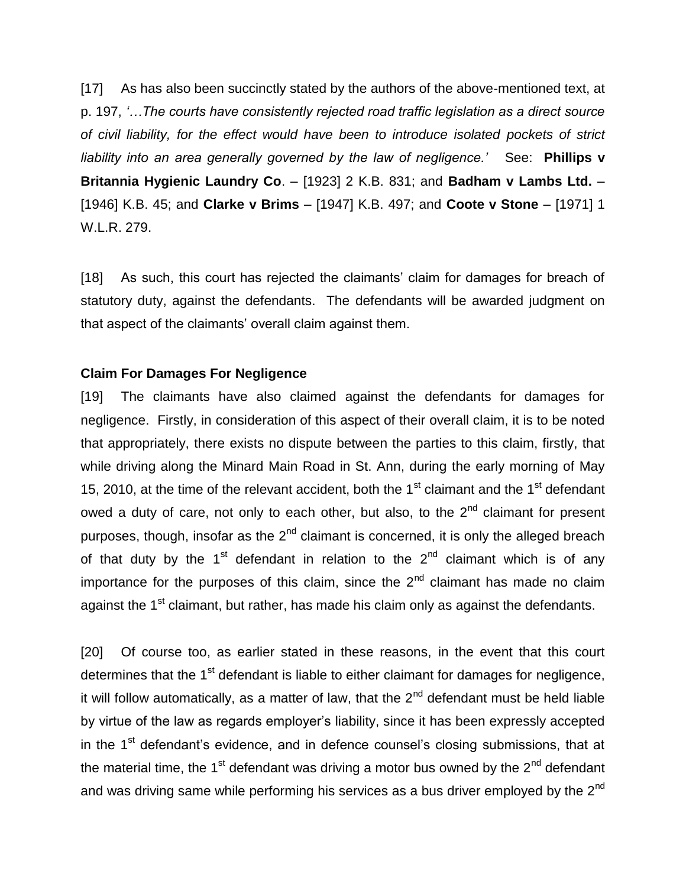[17] As has also been succinctly stated by the authors of the above-mentioned text, at p. 197, *'…The courts have consistently rejected road traffic legislation as a direct source of civil liability, for the effect would have been to introduce isolated pockets of strict liability into an area generally governed by the law of negligence.'* See: **Phillips v Britannia Hygienic Laundry Co**. – [1923] 2 K.B. 831; and **Badham v Lambs Ltd.** – [1946] K.B. 45; and **Clarke v Brims** – [1947] K.B. 497; and **Coote v Stone** – [1971] 1 W.L.R. 279.

[18] As such, this court has rejected the claimants' claim for damages for breach of statutory duty, against the defendants. The defendants will be awarded judgment on that aspect of the claimants' overall claim against them.

**Claim For Damages For Negligence**

[19] The claimants have also claimed against the defendants for damages for negligence. Firstly, in consideration of this aspect of their overall claim, it is to be noted that appropriately, there exists no dispute between the parties to this claim, firstly, that while driving along the Minard Main Road in St. Ann, during the early morning of May 15, 2010, at the time of the relevant accident, both the 1st claimant and the 1st defendant owed a duty of care, not only to each other, but also, to the 2nd claimant for present purposes, though, insofar as the 2nd claimant is concerned, it is only the alleged breach of that duty by the 1st defendant in relation to the 2nd claimant which is of any importance for the purposes of this claim, since the 2nd claimant has made no claim against the 1st claimant, but rather, has made his claim only as against the defendants.

[20] Of course too, as earlier stated in these reasons, in the event that this court determines that the 1st defendant is liable to either claimant for damages for negligence, it will follow automatically, as a matter of law, that the 2nd defendant must be held liable by virtue of the law as regards employer's liability, since it has been expressly accepted in the 1st defendant's evidence, and in defence counsel's closing submissions, that at the material time, the 1st defendant was driving a motor bus owned by the 2nd defendant and was driving same while performing his services as a bus driver employed by the 2nd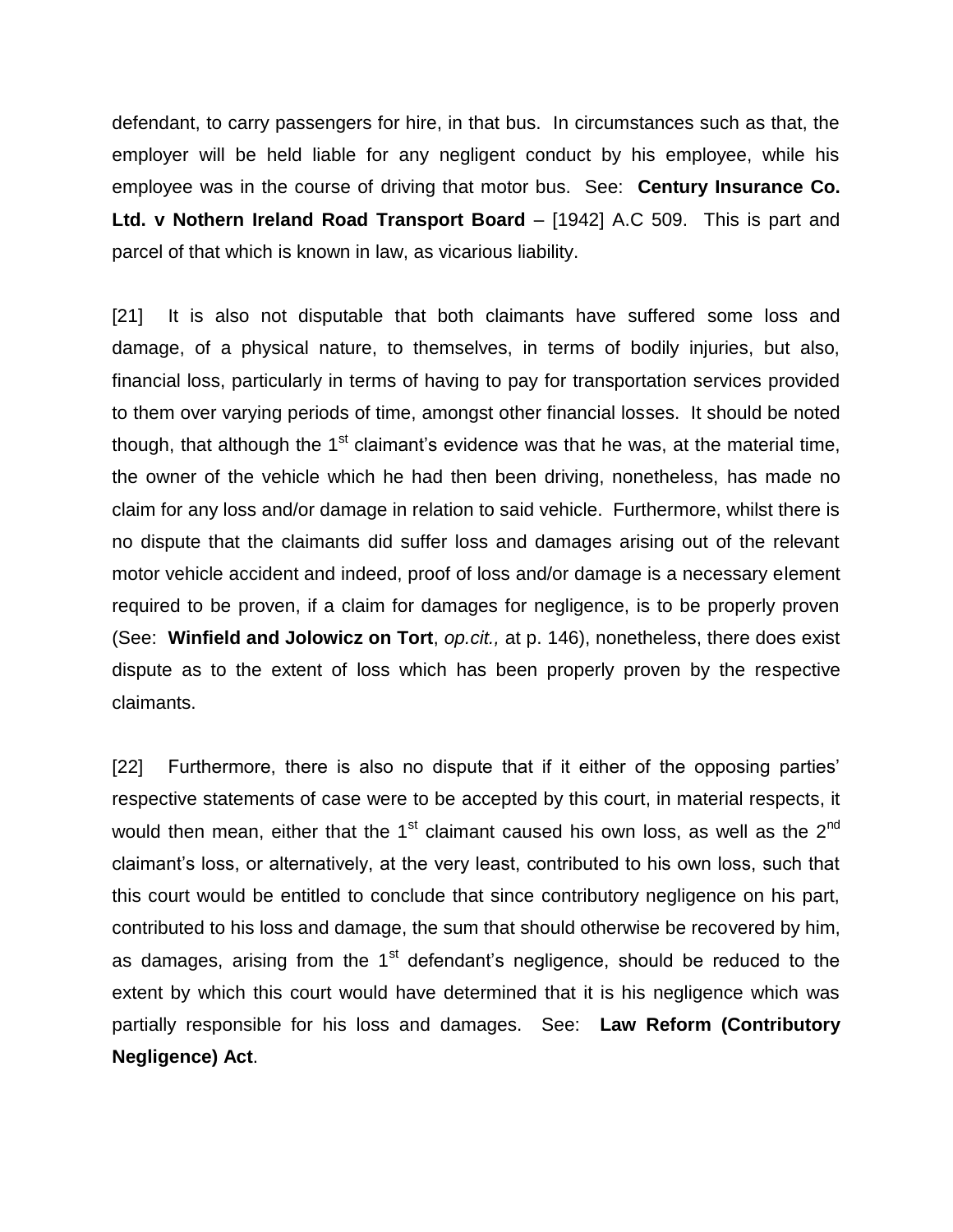defendant, to carry passengers for hire, in that bus. In circumstances such as that, the employer will be held liable for any negligent conduct by his employee, while his employee was in the course of driving that motor bus. See: **Century Insurance Co. Ltd. v Nothern Ireland Road Transport Board** – [1942] A.C 509. This is part and parcel of that which is known in law, as vicarious liability.

[21] It is also not disputable that both claimants have suffered some loss and damage, of a physical nature, to themselves, in terms of bodily injuries, but also, financial loss, particularly in terms of having to pay for transportation services provided to them over varying periods of time, amongst other financial losses. It should be noted though, that although the 1st claimant's evidence was that he was, at the material time, the owner of the vehicle which he had then been driving, nonetheless, has made no claim for any loss and/or damage in relation to said vehicle. Furthermore, whilst there is no dispute that the claimants did suffer loss and damages arising out of the relevant motor vehicle accident and indeed, proof of loss and/or damage is a necessary element required to be proven, if a claim for damages for negligence, is to be properly proven (See: **Winfield and Jolowicz on Tort**, *op.cit.,* at p. 146), nonetheless, there does exist dispute as to the extent of loss which has been properly proven by the respective claimants.

[22] Furthermore, there is also no dispute that if it either of the opposing parties' respective statements of case were to be accepted by this court, in material respects, it would then mean, either that the 1st claimant caused his own loss, as well as the 2nd claimant's loss, or alternatively, at the very least, contributed to his own loss, such that this court would be entitled to conclude that since contributory negligence on his part, contributed to his loss and damage, the sum that should otherwise be recovered by him, as damages, arising from the 1st defendant's negligence, should be reduced to the extent by which this court would have determined that it is his negligence which was partially responsible for his loss and damages. See: **Law Reform (Contributory Negligence) Act**.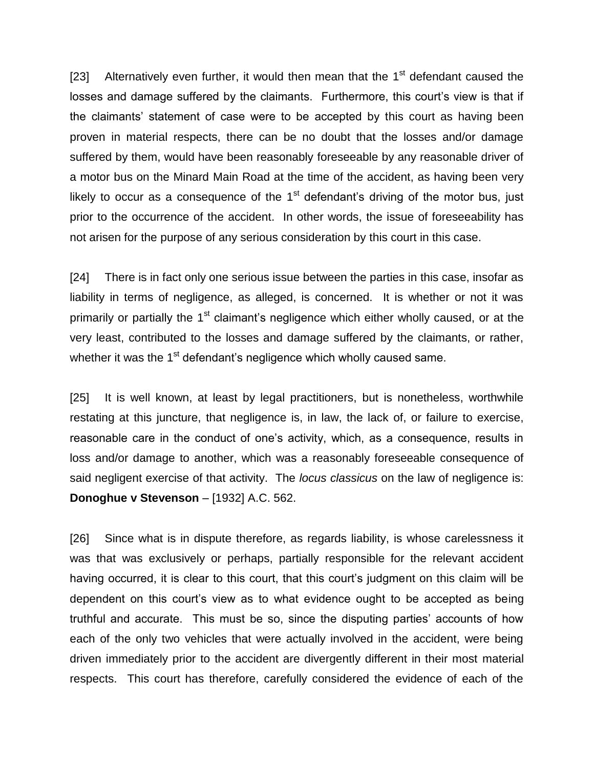[23] Alternatively even further, it would then mean that the 1st defendant caused the losses and damage suffered by the claimants. Furthermore, this court's view is that if the claimants' statement of case were to be accepted by this court as having been proven in material respects, there can be no doubt that the losses and/or damage suffered by them, would have been reasonably foreseeable by any reasonable driver of a motor bus on the Minard Main Road at the time of the accident, as having been very likely to occur as a consequence of the 1st defendant's driving of the motor bus, just prior to the occurrence of the accident. In other words, the issue of foreseeability has not arisen for the purpose of any serious consideration by this court in this case.

[24] There is in fact only one serious issue between the parties in this case, insofar as liability in terms of negligence, as alleged, is concerned. It is whether or not it was primarily or partially the 1st claimant's negligence which either wholly caused, or at the very least, contributed to the losses and damage suffered by the claimants, or rather, whether it was the 1st defendant's negligence which wholly caused same.

[25] It is well known, at least by legal practitioners, but is nonetheless, worthwhile restating at this juncture, that negligence is, in law, the lack of, or failure to exercise, reasonable care in the conduct of one's activity, which, as a consequence, results in loss and/or damage to another, which was a reasonably foreseeable consequence of said negligent exercise of that activity. The *locus classicus* on the law of negligence is: **Donoghue v Stevenson** – [1932] A.C. 562.

[26] Since what is in dispute therefore, as regards liability, is whose carelessness it was that was exclusively or perhaps, partially responsible for the relevant accident having occurred, it is clear to this court, that this court's judgment on this claim will be dependent on this court's view as to what evidence ought to be accepted as being truthful and accurate. This must be so, since the disputing parties' accounts of how each of the only two vehicles that were actually involved in the accident, were being driven immediately prior to the accident are divergently different in their most material respects. This court has therefore, carefully considered the evidence of each of the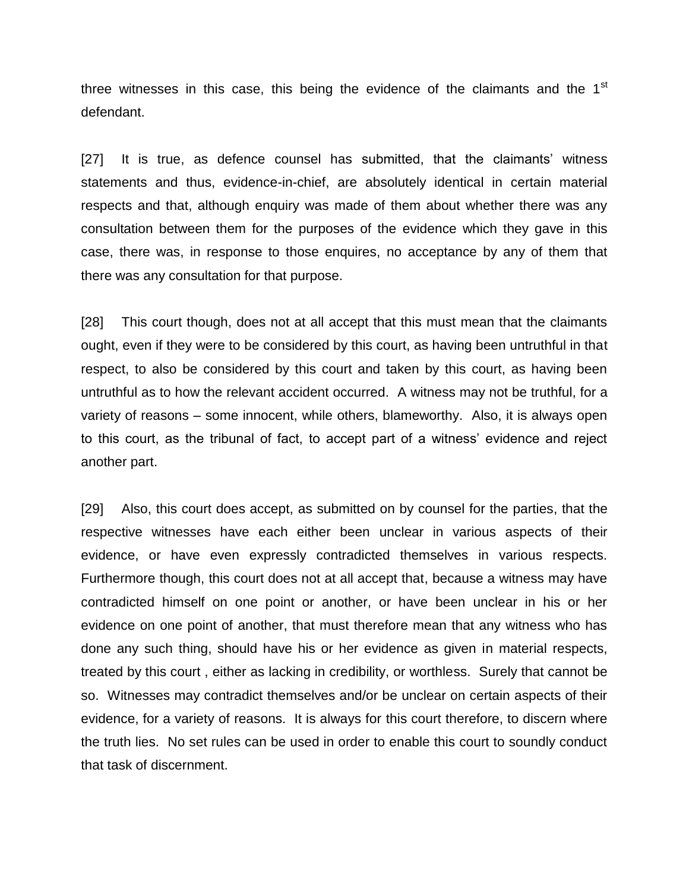three witnesses in this case, this being the evidence of the claimants and the 1st defendant.

[27] It is true, as defence counsel has submitted, that the claimants' witness statements and thus, evidence-in-chief, are absolutely identical in certain material respects and that, although enquiry was made of them about whether there was any consultation between them for the purposes of the evidence which they gave in this case, there was, in response to those enquires, no acceptance by any of them that there was any consultation for that purpose.

[28] This court though, does not at all accept that this must mean that the claimants ought, even if they were to be considered by this court, as having been untruthful in that respect, to also be considered by this court and taken by this court, as having been untruthful as to how the relevant accident occurred. A witness may not be truthful, for a variety of reasons – some innocent, while others, blameworthy. Also, it is always open to this court, as the tribunal of fact, to accept part of a witness' evidence and reject another part.

[29] Also, this court does accept, as submitted on by counsel for the parties, that the respective witnesses have each either been unclear in various aspects of their evidence, or have even expressly contradicted themselves in various respects. Furthermore though, this court does not at all accept that, because a witness may have contradicted himself on one point or another, or have been unclear in his or her evidence on one point of another, that must therefore mean that any witness who has done any such thing, should have his or her evidence as given in material respects, treated by this court , either as lacking in credibility, or worthless. Surely that cannot be so. Witnesses may contradict themselves and/or be unclear on certain aspects of their evidence, for a variety of reasons. It is always for this court therefore, to discern where the truth lies. No set rules can be used in order to enable this court to soundly conduct that task of discernment.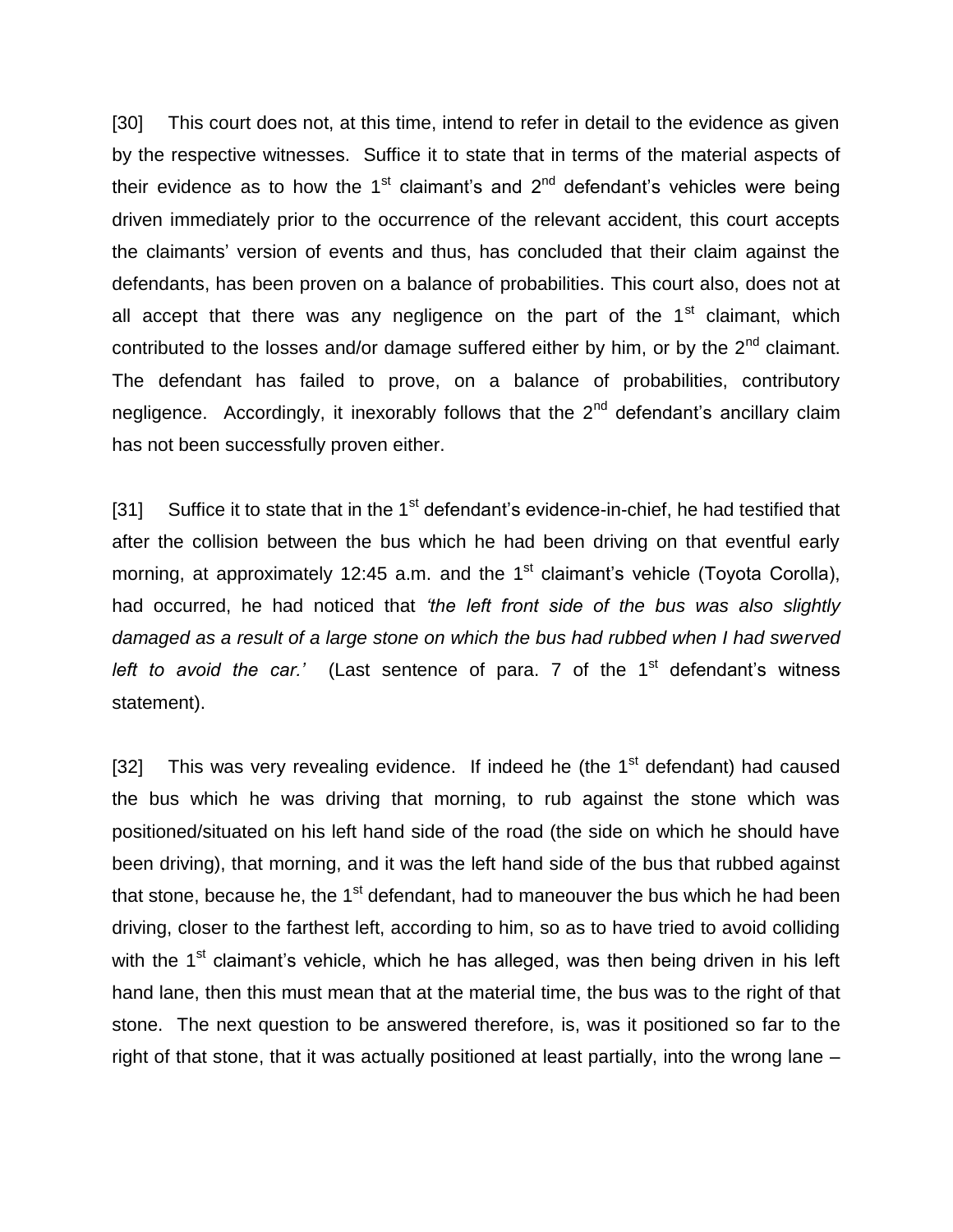[30] This court does not, at this time, intend to refer in detail to the evidence as given by the respective witnesses. Suffice it to state that in terms of the material aspects of their evidence as to how the 1st claimant's and 2nd defendant's vehicles were being driven immediately prior to the occurrence of the relevant accident, this court accepts the claimants' version of events and thus, has concluded that their claim against the defendants, has been proven on a balance of probabilities. This court also, does not at all accept that there was any negligence on the part of the 1st claimant, which contributed to the losses and/or damage suffered either by him, or by the 2nd claimant. The defendant has failed to prove, on a balance of probabilities, contributory negligence. Accordingly, it inexorably follows that the 2nd defendant's ancillary claim has not been successfully proven either.

[31] Suffice it to state that in the 1st defendant's evidence-in-chief, he had testified that after the collision between the bus which he had been driving on that eventful early morning, at approximately 12:45 a.m. and the 1st claimant's vehicle (Toyota Corolla), had occurred, he had noticed that *'the left front side of the bus was also slightly damaged as a result of a large stone on which the bus had rubbed when I had swerved left to avoid the car.'* (Last sentence of para. 7 of the 1st defendant's witness statement).

[32] This was very revealing evidence. If indeed he (the 1st defendant) had caused the bus which he was driving that morning, to rub against the stone which was positioned/situated on his left hand side of the road (the side on which he should have been driving), that morning, and it was the left hand side of the bus that rubbed against that stone, because he, the 1st defendant, had to maneouver the bus which he had been driving, closer to the farthest left, according to him, so as to have tried to avoid colliding with the 1st claimant's vehicle, which he has alleged, was then being driven in his left hand lane, then this must mean that at the material time, the bus was to the right of that stone. The next question to be answered therefore, is, was it positioned so far to the right of that stone, that it was actually positioned at least partially, into the wrong lane –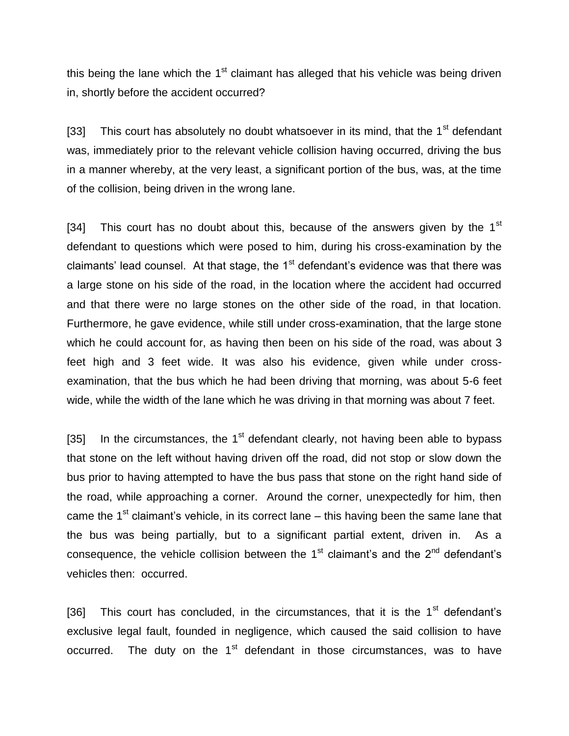this being the lane which the 1st claimant has alleged that his vehicle was being driven in, shortly before the accident occurred?

[33] This court has absolutely no doubt whatsoever in its mind, that the 1st defendant was, immediately prior to the relevant vehicle collision having occurred, driving the bus in a manner whereby, at the very least, a significant portion of the bus, was, at the time of the collision, being driven in the wrong lane.

[34] This court has no doubt about this, because of the answers given by the 1st defendant to questions which were posed to him, during his cross-examination by the claimants' lead counsel. At that stage, the 1st defendant's evidence was that there was a large stone on his side of the road, in the location where the accident had occurred and that there were no large stones on the other side of the road, in that location. Furthermore, he gave evidence, while still under cross-examination, that the large stone which he could account for, as having then been on his side of the road, was about 3 feet high and 3 feet wide. It was also his evidence, given while under cross-examination, that the bus which he had been driving that morning, was about 5-6 feet wide, while the width of the lane which he was driving in that morning was about 7 feet.

[35] In the circumstances, the 1st defendant clearly, not having been able to bypass that stone on the left without having driven off the road, did not stop or slow down the bus prior to having attempted to have the bus pass that stone on the right hand side of the road, while approaching a corner. Around the corner, unexpectedly for him, then came the 1st claimant's vehicle, in its correct lane – this having been the same lane that the bus was being partially, but to a significant partial extent, driven in. As a consequence, the vehicle collision between the 1st claimant's and the 2nd defendant's vehicles then: occurred.

[36] This court has concluded, in the circumstances, that it is the 1st defendant's exclusive legal fault, founded in negligence, which caused the said collision to have occurred. The duty on the 1st defendant in those circumstances, was to have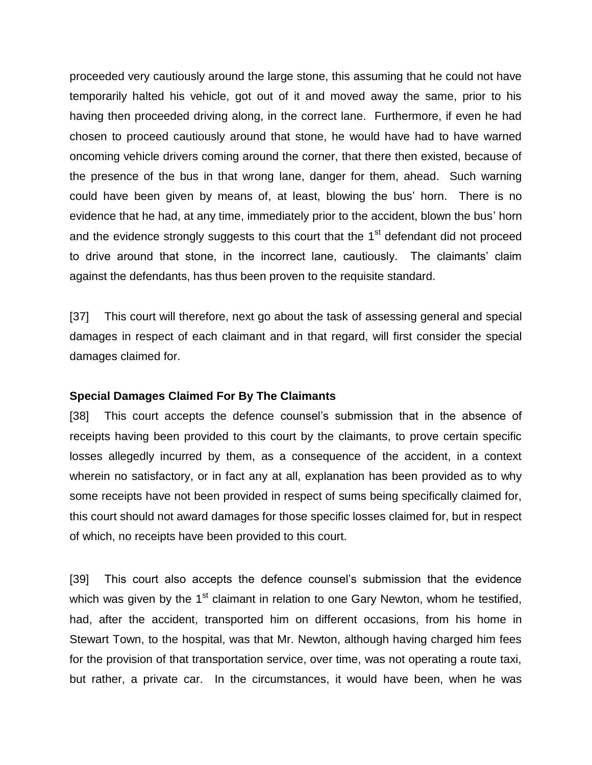proceeded very cautiously around the large stone, this assuming that he could not have temporarily halted his vehicle, got out of it and moved away the same, prior to his having then proceeded driving along, in the correct lane. Furthermore, if even he had chosen to proceed cautiously around that stone, he would have had to have warned oncoming vehicle drivers coming around the corner, that there then existed, because of the presence of the bus in that wrong lane, danger for them, ahead. Such warning could have been given by means of, at least, blowing the bus' horn. There is no evidence that he had, at any time, immediately prior to the accident, blown the bus' horn and the evidence strongly suggests to this court that the 1st defendant did not proceed to drive around that stone, in the incorrect lane, cautiously. The claimants' claim against the defendants, has thus been proven to the requisite standard.

[37] This court will therefore, next go about the task of assessing general and special damages in respect of each claimant and in that regard, will first consider the special damages claimed for.

**Special Damages Claimed For By The Claimants**

[38] This court accepts the defence counsel's submission that in the absence of receipts having been provided to this court by the claimants, to prove certain specific losses allegedly incurred by them, as a consequence of the accident, in a context wherein no satisfactory, or in fact any at all, explanation has been provided as to why some receipts have not been provided in respect of sums being specifically claimed for, this court should not award damages for those specific losses claimed for, but in respect of which, no receipts have been provided to this court.

[39] This court also accepts the defence counsel's submission that the evidence which was given by the 1st claimant in relation to one Gary Newton, whom he testified, had, after the accident, transported him on different occasions, from his home in Stewart Town, to the hospital, was that Mr. Newton, although having charged him fees for the provision of that transportation service, over time, was not operating a route taxi, but rather, a private car. In the circumstances, it would have been, when he was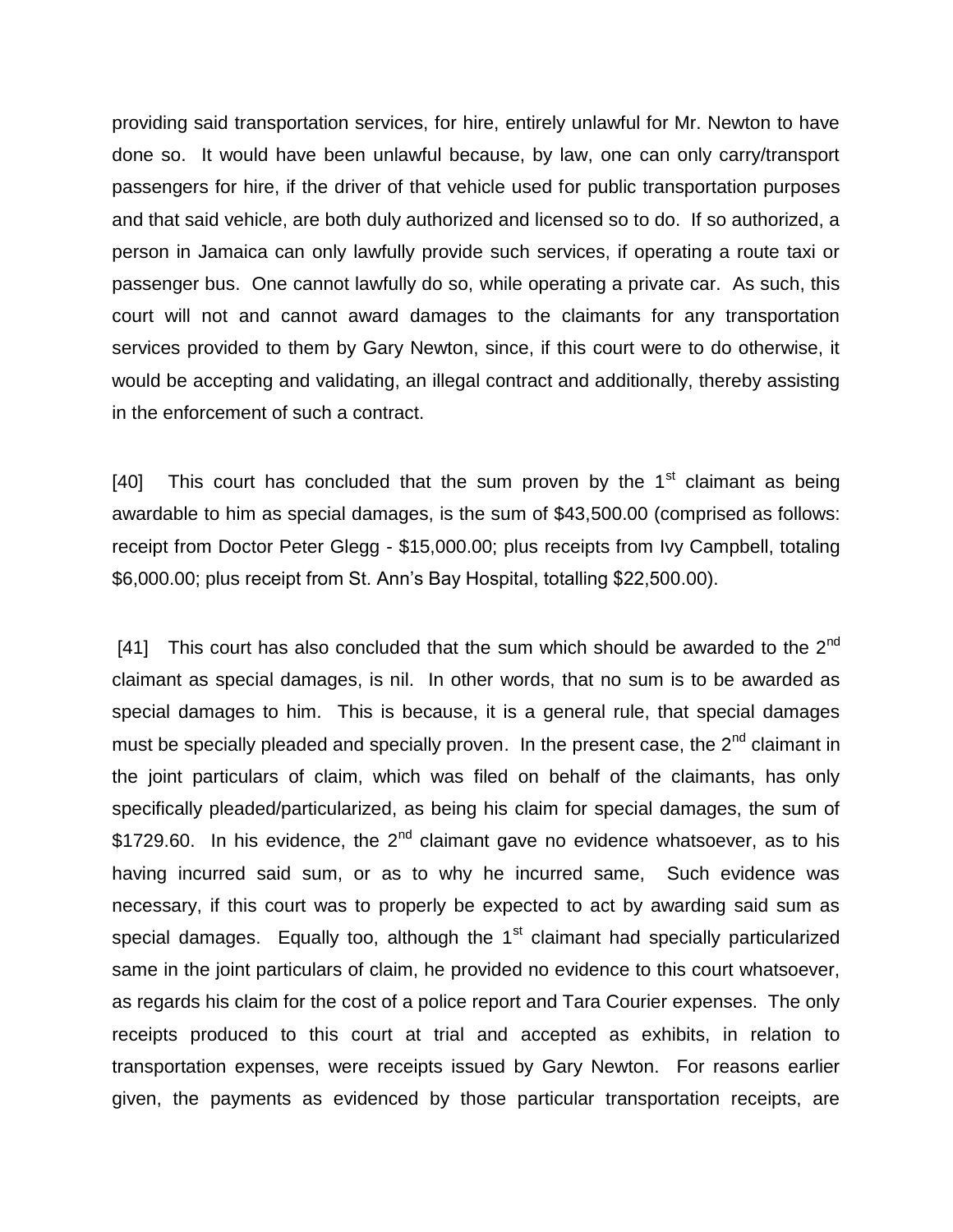providing said transportation services, for hire, entirely unlawful for Mr. Newton to have done so. It would have been unlawful because, by law, one can only carry/transport passengers for hire, if the driver of that vehicle used for public transportation purposes and that said vehicle, are both duly authorized and licensed so to do. If so authorized, a person in Jamaica can only lawfully provide such services, if operating a route taxi or passenger bus. One cannot lawfully do so, while operating a private car. As such, this court will not and cannot award damages to the claimants for any transportation services provided to them by Gary Newton, since, if this court were to do otherwise, it would be accepting and validating, an illegal contract and additionally, thereby assisting in the enforcement of such a contract.

[40] This court has concluded that the sum proven by the 1st claimant as being awardable to him as special damages, is the sum of $43,500.00 (comprised as follows: receipt from Doctor Peter Glegg - $15,000.00; plus receipts from Ivy Campbell, totaling $6,000.00; plus receipt from St. Ann's Bay Hospital, totalling $22,500.00).

[41] This court has also concluded that the sum which should be awarded to the 2nd claimant as special damages, is nil. In other words, that no sum is to be awarded as special damages to him. This is because, it is a general rule, that special damages must be specially pleaded and specially proven. In the present case, the 2nd claimant in the joint particulars of claim, which was filed on behalf of the claimants, has only specifically pleaded/particularized, as being his claim for special damages, the sum of $1729.60. In his evidence, the 2nd claimant gave no evidence whatsoever, as to his having incurred said sum, or as to why he incurred same, Such evidence was necessary, if this court was to properly be expected to act by awarding said sum as special damages. Equally too, although the 1st claimant had specially particularized same in the joint particulars of claim, he provided no evidence to this court whatsoever, as regards his claim for the cost of a police report and Tara Courier expenses. The only receipts produced to this court at trial and accepted as exhibits, in relation to transportation expenses, were receipts issued by Gary Newton. For reasons earlier given, the payments as evidenced by those particular transportation receipts, are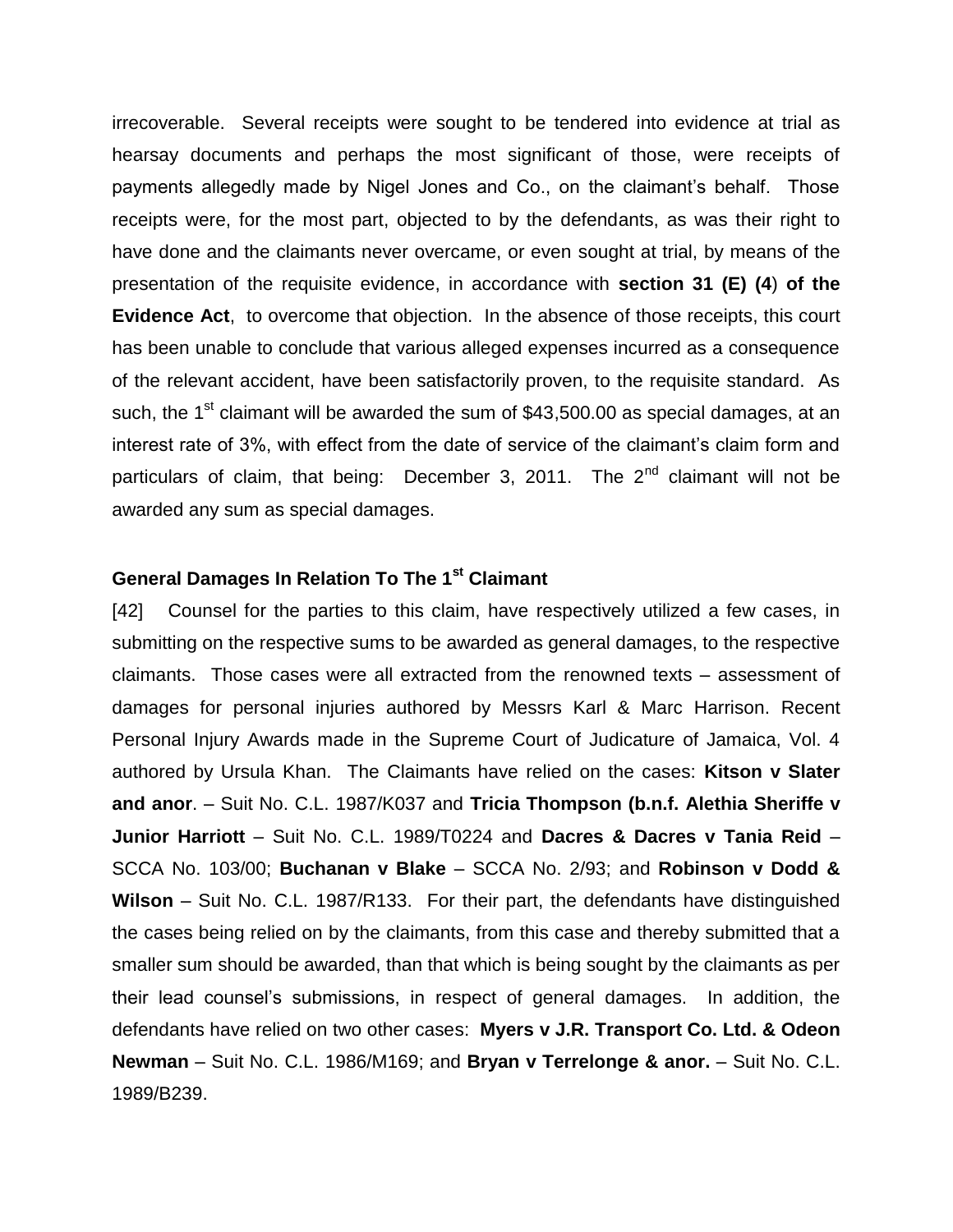irrecoverable. Several receipts were sought to be tendered into evidence at trial as hearsay documents and perhaps the most significant of those, were receipts of payments allegedly made by Nigel Jones and Co., on the claimant's behalf. Those receipts were, for the most part, objected to by the defendants, as was their right to have done and the claimants never overcame, or even sought at trial, by means of the presentation of the requisite evidence, in accordance with **section 31 (E) (4) of the Evidence Act**, to overcome that objection. In the absence of those receipts, this court has been unable to conclude that various alleged expenses incurred as a consequence of the relevant accident, have been satisfactorily proven, to the requisite standard. As such, the 1st claimant will be awarded the sum of $43,500.00 as special damages, at an interest rate of 3%, with effect from the date of service of the claimant's claim form and particulars of claim, that being: December 3, 2011. The 2nd claimant will not be awarded any sum as special damages.

### General Damages In Relation To The 1st Claimant

[42] Counsel for the parties to this claim, have respectively utilized a few cases, in submitting on the respective sums to be awarded as general damages, to the respective claimants. Those cases were all extracted from the renowned texts – assessment of damages for personal injuries authored by Messrs Karl & Marc Harrison. Recent Personal Injury Awards made in the Supreme Court of Judicature of Jamaica, Vol. 4 authored by Ursula Khan. The Claimants have relied on the cases: **Kitson v Slater and anor**. – Suit No. C.L. 1987/K037 and **Tricia Thompson (b.n.f. Alethia Sheriffe v Junior Harriott** – Suit No. C.L. 1989/T0224 and **Dacres & Dacres v Tania Reid** – SCCA No. 103/00; **Buchanan v Blake** – SCCA No. 2/93; and **Robinson v Dodd & Wilson** – Suit No. C.L. 1987/R133. For their part, the defendants have distinguished the cases being relied on by the claimants, from this case and thereby submitted that a smaller sum should be awarded, than that which is being sought by the claimants as per their lead counsel's submissions, in respect of general damages. In addition, the defendants have relied on two other cases: **Myers v J.R. Transport Co. Ltd. & Odeon Newman** – Suit No. C.L. 1986/M169; and **Bryan v Terrelonge & anor.** – Suit No. C.L. 1989/B239.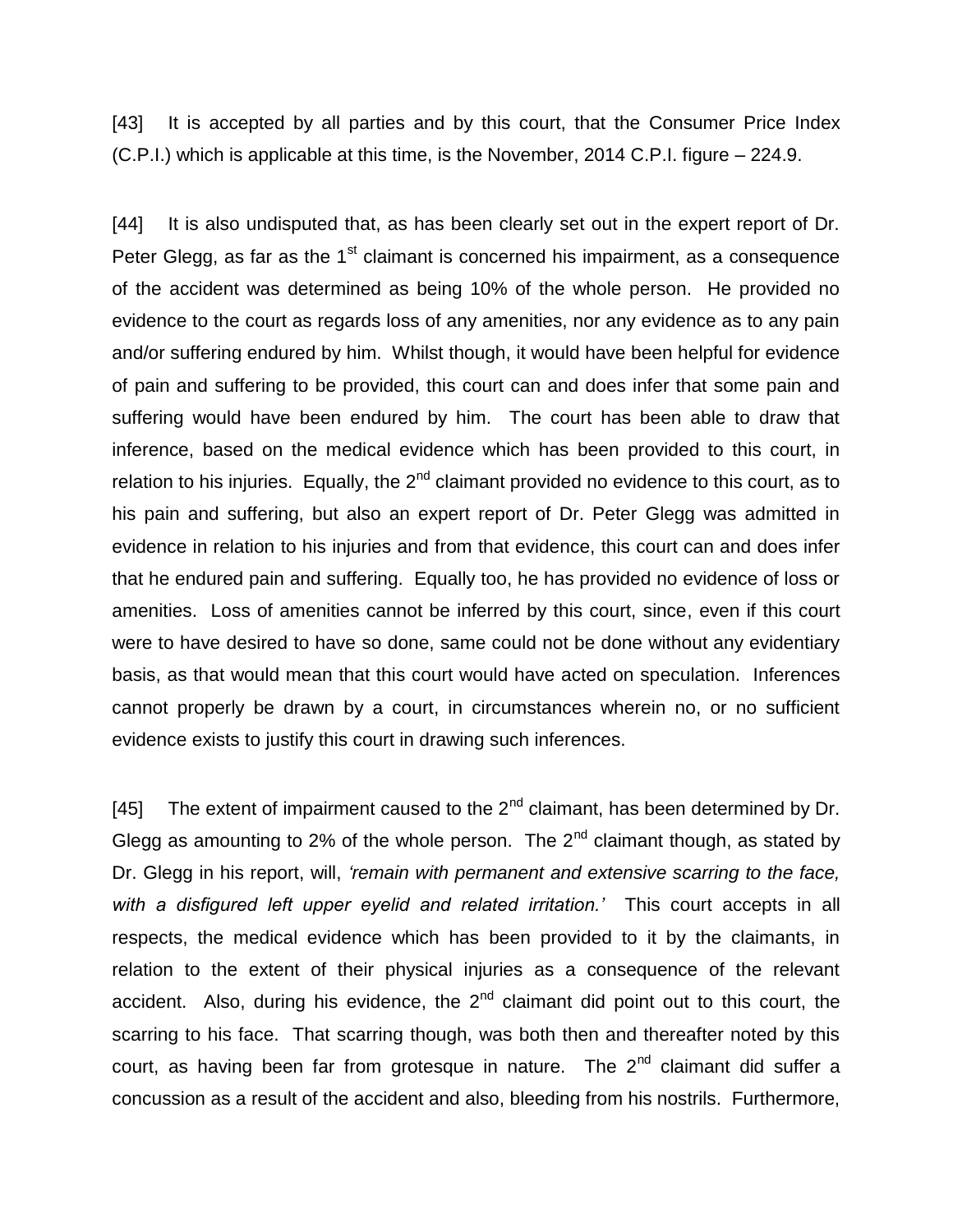[43] It is accepted by all parties and by this court, that the Consumer Price Index (C.P.I.) which is applicable at this time, is the November, 2014 C.P.I. figure – 224.9.

[44] It is also undisputed that, as has been clearly set out in the expert report of Dr. Peter Glegg, as far as the 1st claimant is concerned his impairment, as a consequence of the accident was determined as being 10% of the whole person. He provided no evidence to the court as regards loss of any amenities, nor any evidence as to any pain and/or suffering endured by him. Whilst though, it would have been helpful for evidence of pain and suffering to be provided, this court can and does infer that some pain and suffering would have been endured by him. The court has been able to draw that inference, based on the medical evidence which has been provided to this court, in relation to his injuries. Equally, the 2nd claimant provided no evidence to this court, as to his pain and suffering, but also an expert report of Dr. Peter Glegg was admitted in evidence in relation to his injuries and from that evidence, this court can and does infer that he endured pain and suffering. Equally too, he has provided no evidence of loss or amenities. Loss of amenities cannot be inferred by this court, since, even if this court were to have desired to have so done, same could not be done without any evidentiary basis, as that would mean that this court would have acted on speculation. Inferences cannot properly be drawn by a court, in circumstances wherein no, or no sufficient evidence exists to justify this court in drawing such inferences.

[45] The extent of impairment caused to the 2nd claimant, has been determined by Dr. Glegg as amounting to 2% of the whole person. The 2nd claimant though, as stated by Dr. Glegg in his report, will, *'remain with permanent and extensive scarring to the face, with a disfigured left upper eyelid and related irritation.'* This court accepts in all respects, the medical evidence which has been provided to it by the claimants, in relation to the extent of their physical injuries as a consequence of the relevant accident. Also, during his evidence, the 2nd claimant did point out to this court, the scarring to his face. That scarring though, was both then and thereafter noted by this court, as having been far from grotesque in nature. The 2nd claimant did suffer a concussion as a result of the accident and also, bleeding from his nostrils. Furthermore,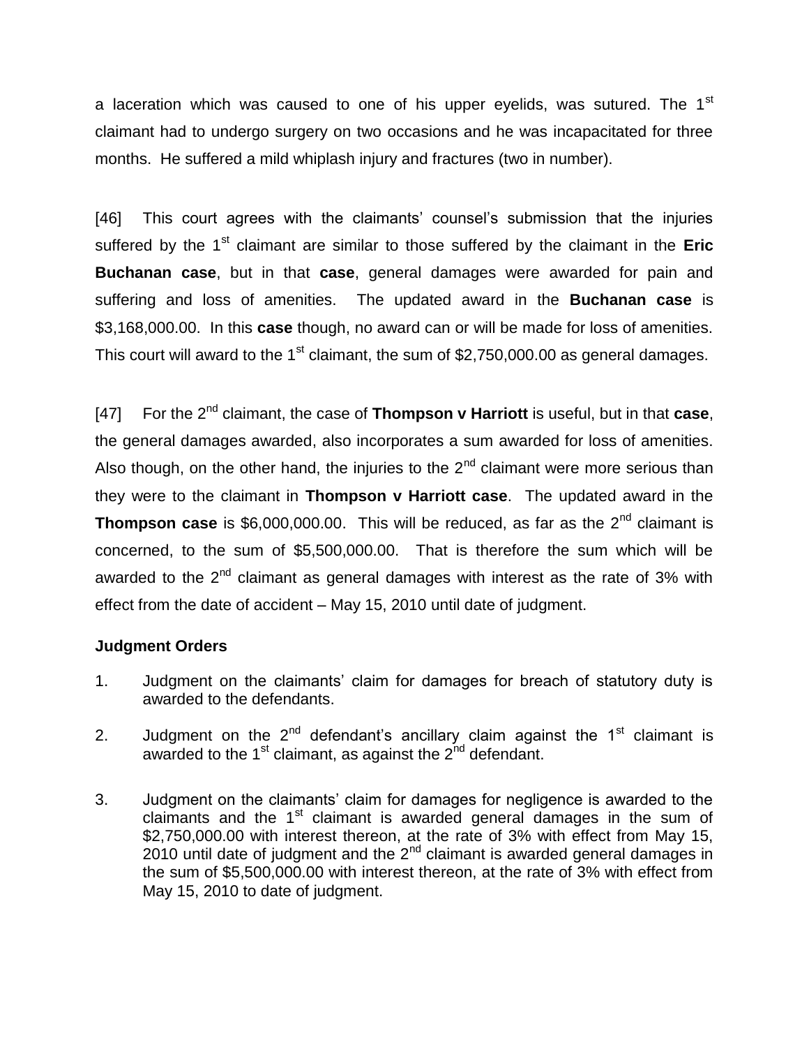a laceration which was caused to one of his upper eyelids, was sutured. The 1st claimant had to undergo surgery on two occasions and he was incapacitated for three months. He suffered a mild whiplash injury and fractures (two in number).

[46] This court agrees with the claimants' counsel's submission that the injuries suffered by the 1st claimant are similar to those suffered by the claimant in the **Eric Buchanan case**, but in that **case**, general damages were awarded for pain and suffering and loss of amenities. The updated award in the **Buchanan case** is $3,168,000.00. In this **case** though, no award can or will be made for loss of amenities. This court will award to the 1st claimant, the sum of $2,750,000.00 as general damages.

[47] For the 2nd claimant, the case of **Thompson v Harriott** is useful, but in that **case**, the general damages awarded, also incorporates a sum awarded for loss of amenities. Also though, on the other hand, the injuries to the 2nd claimant were more serious than they were to the claimant in **Thompson v Harriott case**. The updated award in the **Thompson case** is $6,000,000.00. This will be reduced, as far as the 2nd claimant is concerned, to the sum of $5,500,000.00. That is therefore the sum which will be awarded to the 2nd claimant as general damages with interest as the rate of 3% with effect from the date of accident – May 15, 2010 until date of judgment.

**Judgment Orders**

1. Judgment on the claimants' claim for damages for breach of statutory duty is awarded to the defendants.

2. Judgment on the 2nd defendant's ancillary claim against the 1st claimant is awarded to the 1st claimant, as against the 2nd defendant.

3. Judgment on the claimants' claim for damages for negligence is awarded to the claimants and the 1st claimant is awarded general damages in the sum of $2,750,000.00 with interest thereon, at the rate of 3% with effect from May 15, 2010 until date of judgment and the 2nd claimant is awarded general damages in the sum of $5,500,000.00 with interest thereon, at the rate of 3% with effect from May 15, 2010 to date of judgment.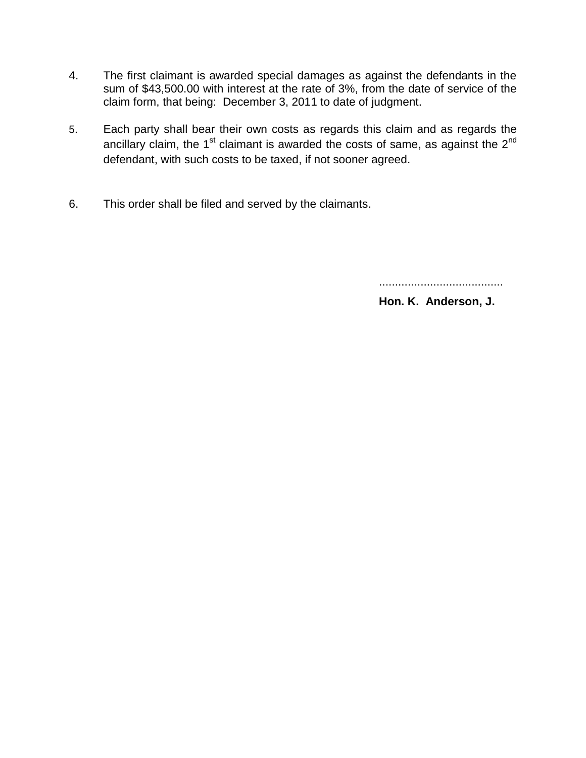4. The first claimant is awarded special damages as against the defendants in the sum of $43,500.00 with interest at the rate of 3%, from the date of service of the claim form, that being: December 3, 2011 to date of judgment.

5. Each party shall bear their own costs as regards this claim and as regards the ancillary claim, the 1st claimant is awarded the costs of same, as against the 2nd defendant, with such costs to be taxed, if not sooner agreed.

6. This order shall be filed and served by the claimants.

......................................

**Hon. K. Anderson, J.**